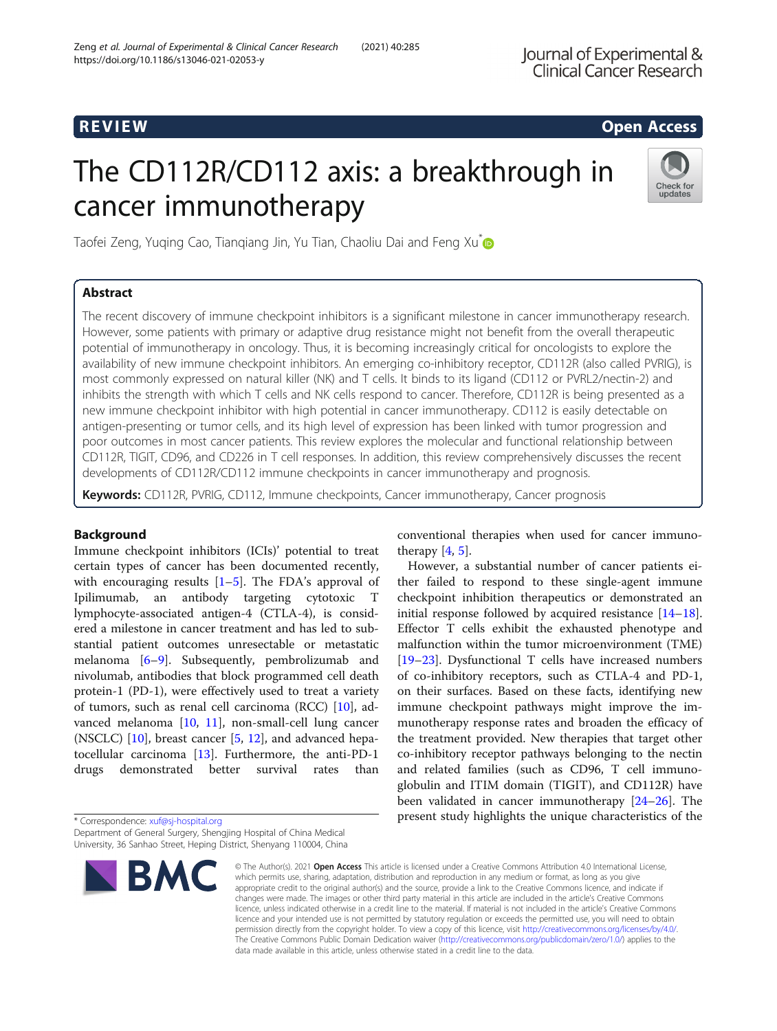REVIEW

Open Access

# The CD112R/CD112 axis: a breakthrough in cancer immunotherapy

Taofei Zeng, Yuqing Cao, Tianqiang Jin, Yu Tian, Chaoliu Dai and Feng Xu*

## Abstract

The recent discovery of immune checkpoint inhibitors is a significant milestone in cancer immunotherapy research. However, some patients with primary or adaptive drug resistance might not benefit from the overall therapeutic potential of immunotherapy in oncology. Thus, it is becoming increasingly critical for oncologists to explore the availability of new immune checkpoint inhibitors. An emerging co-inhibitory receptor, CD112R (also called PVRIG), is most commonly expressed on natural killer (NK) and T cells. It binds to its ligand (CD112 or PVRL2/nectin-2) and inhibits the strength with which T cells and NK cells respond to cancer. Therefore, CD112R is being presented as a new immune checkpoint inhibitor with high potential in cancer immunotherapy. CD112 is easily detectable on antigen-presenting or tumor cells, and its high level of expression has been linked with tumor progression and poor outcomes in most cancer patients. This review explores the molecular and functional relationship between CD112R, TIGIT, CD96, and CD226 in T cell responses. In addition, this review comprehensively discusses the recent developments of CD112R/CD112 immune checkpoints in cancer immunotherapy and prognosis.

**Keywords:** CD112R, PVRIG, CD112, Immune checkpoints, Cancer immunotherapy, Cancer prognosis

## Background

Immune checkpoint inhibitors (ICIs)' potential to treat certain types of cancer has been documented recently, with encouraging results [1–5]. The FDA's approval of Ipilimumab, an antibody targeting cytotoxic T lymphocyte-associated antigen-4 (CTLA-4), is considered a milestone in cancer treatment and has led to substantial patient outcomes unresectable or metastatic melanoma [6–9]. Subsequently, pembrolizumab and nivolumab, antibodies that block programmed cell death protein-1 (PD-1), were effectively used to treat a variety of tumors, such as renal cell carcinoma (RCC) [10], advanced melanoma [10, 11], non-small-cell lung cancer (NSCLC) [10], breast cancer [5, 12], and advanced hepatocellular carcinoma [13]. Furthermore, the anti-PD-1 drugs demonstrated better survival rates than conventional therapies when used for cancer immunotherapy [4, 5].

However, a substantial number of cancer patients either failed to respond to these single-agent immune checkpoint inhibition therapeutics or demonstrated an initial response followed by acquired resistance [14–18]. Effector T cells exhibit the exhausted phenotype and malfunction within the tumor microenvironment (TME) [19–23]. Dysfunctional T cells have increased numbers of co-inhibitory receptors, such as CTLA-4 and PD-1, on their surfaces. Based on these facts, identifying new immune checkpoint pathways might improve the immunotherapy response rates and broaden the efficacy of the treatment provided. New therapies that target other co-inhibitory receptor pathways belonging to the nectin and related families (such as CD96, T cell immunoglobulin and ITIM domain (TIGIT), and CD112R) have been validated in cancer immunotherapy [24–26]. The present study highlights the unique characteristics of the

\* Correspondence: xuf@sj-hospital.org
Department of General Surgery, Shengjing Hospital of China Medical University, 36 Sanhao Street, Heping District, Shenyang 110004, China

© The Author(s). 2021 **Open Access** This article is licensed under a Creative Commons Attribution 4.0 International License, which permits use, sharing, adaptation, distribution and reproduction in any medium or format, as long as you give appropriate credit to the original author(s) and the source, provide a link to the Creative Commons licence, and indicate if changes were made. The images or other third party material in this article are included in the article's Creative Commons licence, unless indicated otherwise in a credit line to the material. If material is not included in the article's Creative Commons licence and your intended use is not permitted by statutory regulation or exceeds the permitted use, you will need to obtain permission directly from the copyright holder. To view a copy of this licence, visit http://creativecommons.org/licenses/by/4.0/. The Creative Commons Public Domain Dedication waiver (http://creativecommons.org/publicdomain/zero/1.0/) applies to the data made available in this article, unless otherwise stated in a credit line to the data.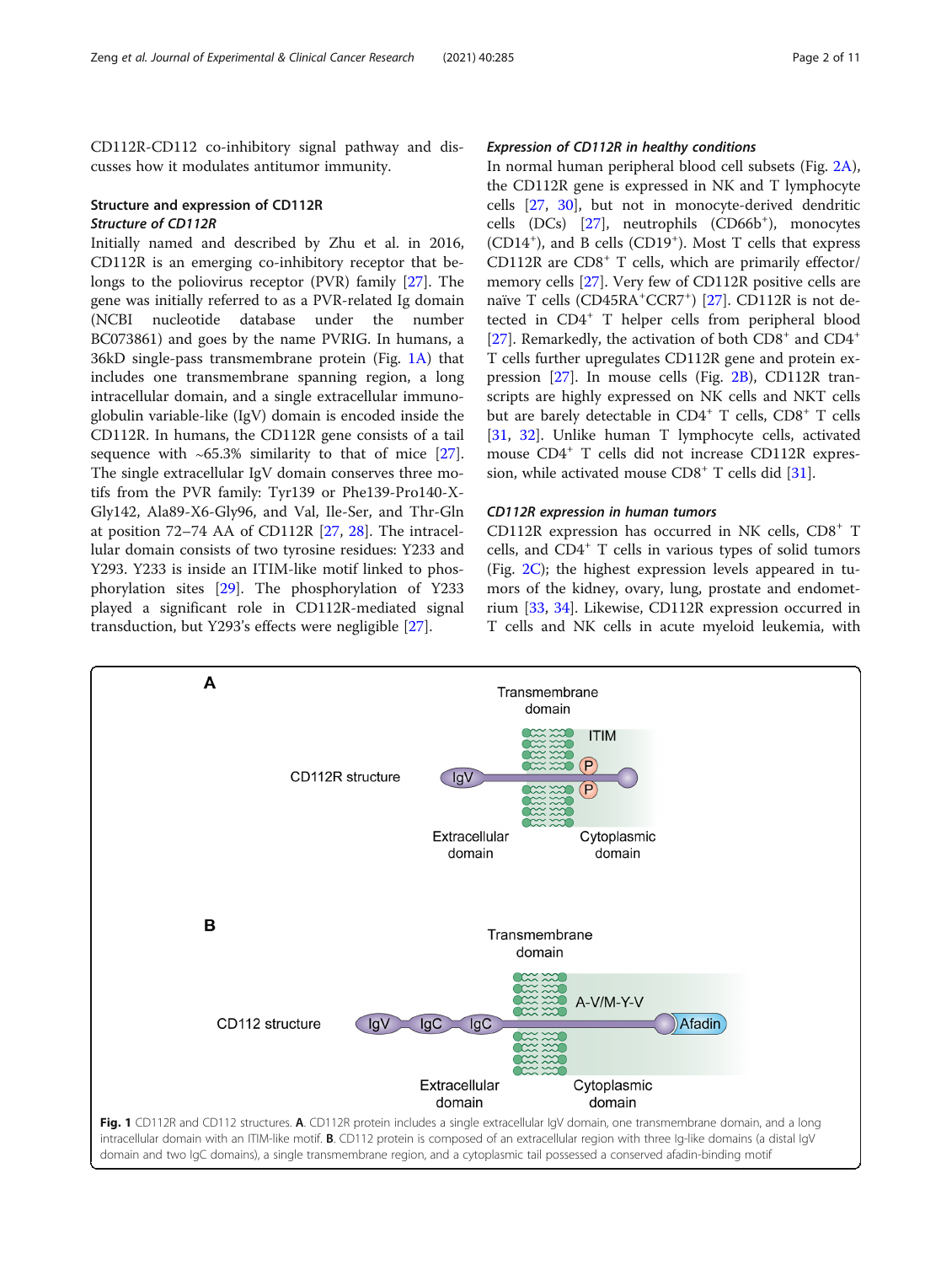CD112R-CD112 co-inhibitory signal pathway and discusses how it modulates antitumor immunity.

## Structure and expression of CD112R

### *Structure of CD112R*

Initially named and described by Zhu et al. in 2016, CD112R is an emerging co-inhibitory receptor that belongs to the poliovirus receptor (PVR) family [27]. The gene was initially referred to as a PVR-related Ig domain (NCBI nucleotide database under the number BC073861) and goes by the name PVRIG. In humans, a 36kD single-pass transmembrane protein (Fig. 1A) that includes one transmembrane spanning region, a long intracellular domain, and a single extracellular immunoglobulin variable-like (IgV) domain is encoded inside the CD112R. In humans, the CD112R gene consists of a tail sequence with ~65.3% similarity to that of mice [27]. The single extracellular IgV domain conserves three motifs from the PVR family: Tyr139 or Phe139-Pro140-X-Gly142, Ala89-X6-Gly96, and Val, Ile-Ser, and Thr-Gln at position 72–74 AA of CD112R [27, 28]. The intracellular domain consists of two tyrosine residues: Y233 and Y293. Y233 is inside an ITIM-like motif linked to phosphorylation sites [29]. The phosphorylation of Y233 played a significant role in CD112R-mediated signal transduction, but Y293's effects were negligible [27].

### *Expression of CD112R in healthy conditions*

In normal human peripheral blood cell subsets (Fig. 2A), the CD112R gene is expressed in NK and T lymphocyte cells [27, 30], but not in monocyte-derived dendritic cells (DCs) [27], neutrophils ($CD66b^+$), monocytes ($CD14^+$), and B cells ($CD19^+$). Most T cells that express CD112R are $CD8^+$ T cells, which are primarily effector/memory cells [27]. Very few of CD112R positive cells are naïve T cells ($CD45RA^+CCR7^+$) [27]. CD112R is not detected in $CD4^+$ T helper cells from peripheral blood [27]. Remarkedly, the activation of both $CD8^+$ and $CD4^+$ T cells further upregulates CD112R gene and protein expression [27]. In mouse cells (Fig. 2B), CD112R transcripts are highly expressed on NK cells and NKT cells but are barely detectable in $CD4^+$ T cells, $CD8^+$ T cells [31, 32]. Unlike human T lymphocyte cells, activated mouse $CD4^+$ T cells did not increase CD112R expression, while activated mouse $CD8^+$ T cells did [31].

### *CD112R expression in human tumors*

CD112R expression has occurred in NK cells, $CD8^+$ T cells, and $CD4^+$ T cells in various types of solid tumors (Fig. 2C); the highest expression levels appeared in tumors of the kidney, ovary, lung, prostate and endometrium [33, 34]. Likewise, CD112R expression occurred in T cells and NK cells in acute myeloid leukemia, with

**Fig. 1** CD112R and CD112 structures. **A**. CD112R protein includes a single extracellular IgV domain, one transmembrane domain, and a long intracellular domain with an ITIM-like motif. **B**. CD112 protein is composed of an extracellular region with three Ig-like domains (a distal IgV domain and two IgC domains), a single transmembrane region, and a cytoplasmic tail possessed a conserved afadin-binding motif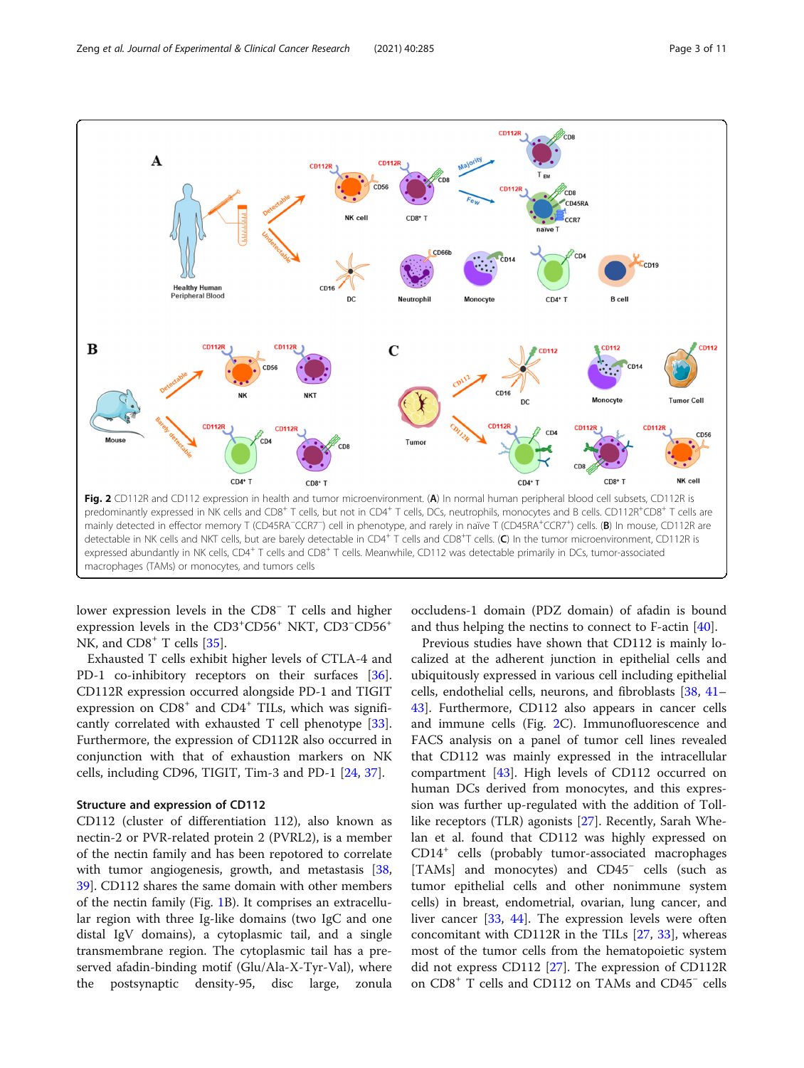Fig. 2 CD112R and CD112 expression in health and tumor microenvironment. (**A**) In normal human peripheral blood cell subsets, CD112R is predominantly expressed in NK cells and $CD8^+$ T cells, but not in $CD4^+$ T cells, DCs, neutrophils, monocytes and B cells. $CD112R^+CD8^+$ T cells are mainly detected in effector memory T ($CD45RA^-CCR7^-$) cell in phenotype, and rarely in naïve T ($CD45RA^+CCR7^+$) cells. (**B**) In mouse, CD112R are detectable in NK cells and NKT cells, but are barely detectable in $CD4^+$ T cells and $CD8^+$T cells. (**C**) In the tumor microenvironment, CD112R is expressed abundantly in NK cells, $CD4^+$ T cells and $CD8^+$ T cells. Meanwhile, CD112 was detectable primarily in DCs, tumor-associated macrophages (TAMs) or monocytes, and tumors cells

lower expression levels in the $CD8^-$ T cells and higher expression levels in the $CD3^+CD56^+$ NKT, $CD3^-CD56^+$ NK, and $CD8^+$ T cells [35].

Exhausted T cells exhibit higher levels of CTLA-4 and PD-1 co-inhibitory receptors on their surfaces [36]. CD112R expression occurred alongside PD-1 and TIGIT expression on $CD8^+$ and $CD4^+$ TILs, which was significantly correlated with exhausted T cell phenotype [33]. Furthermore, the expression of CD112R also occurred in conjunction with that of exhaustion markers on NK cells, including CD96, TIGIT, Tim-3 and PD-1 [24, 37].

### Structure and expression of CD112

CD112 (cluster of differentiation 112), also known as nectin-2 or PVR-related protein 2 (PVRL2), is a member of the nectin family and has been repotored to correlate with tumor angiogenesis, growth, and metastasis [38, 39]. CD112 shares the same domain with other members of the nectin family (Fig. 1B). It comprises an extracellular region with three Ig-like domains (two IgC and one distal IgV domains), a cytoplasmic tail, and a single transmembrane region. The cytoplasmic tail has a preserved afadin-binding motif (Glu/Ala-X-Tyr-Val), where the postsynaptic density-95, disc large, zonula occludens-1 domain (PDZ domain) of afadin is bound and thus helping the nectins to connect to F-actin [40].

Previous studies have shown that CD112 is mainly localized at the adherent junction in epithelial cells and ubiquitously expressed in various cell including epithelial cells, endothelial cells, neurons, and fibroblasts [38, 41–43]. Furthermore, CD112 also appears in cancer cells and immune cells (Fig. 2C). Immunofluorescence and FACS analysis on a panel of tumor cell lines revealed that CD112 was mainly expressed in the intracellular compartment [43]. High levels of CD112 occurred on human DCs derived from monocytes, and this expression was further up-regulated with the addition of Toll-like receptors (TLR) agonists [27]. Recently, Sarah Whelan et al. found that CD112 was highly expressed on $CD14^+$ cells (probably tumor-associated macrophages [TAMs] and monocytes) and $CD45^-$ cells (such as tumor epithelial cells and other nonimmune system cells) in breast, endometrial, ovarian, lung cancer, and liver cancer [33, 44]. The expression levels were often concomitant with CD112R in the TILs [27, 33], whereas most of the tumor cells from the hematopoietic system did not express CD112 [27]. The expression of CD112R on $CD8^+$ T cells and CD112 on TAMs and $CD45^-$ cells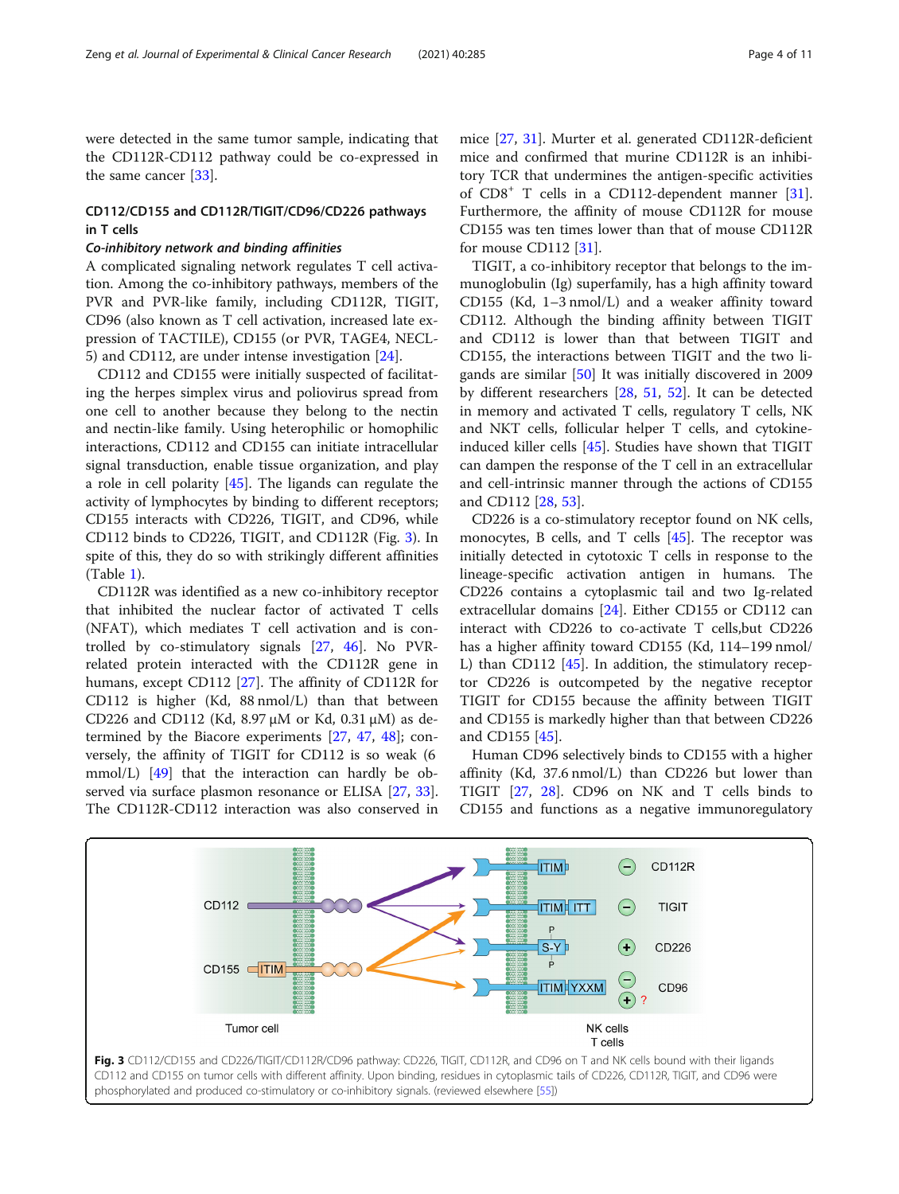were detected in the same tumor sample, indicating that the CD112R-CD112 pathway could be co-expressed in the same cancer [33].

## CD112/CD155 and CD112R/TIGIT/CD96/CD226 pathways in T cells

### *Co-inhibitory network and binding affinities*

A complicated signaling network regulates T cell activation. Among the co-inhibitory pathways, members of the PVR and PVR-like family, including CD112R, TIGIT, CD96 (also known as T cell activation, increased late expression of TACTILE), CD155 (or PVR, TAGE4, NECL-5) and CD112, are under intense investigation [24].

CD112 and CD155 were initially suspected of facilitating the herpes simplex virus and poliovirus spread from one cell to another because they belong to the nectin and nectin-like family. Using heterophilic or homophilic interactions, CD112 and CD155 can initiate intracellular signal transduction, enable tissue organization, and play a role in cell polarity [45]. The ligands can regulate the activity of lymphocytes by binding to different receptors; CD155 interacts with CD226, TIGIT, and CD96, while CD112 binds to CD226, TIGIT, and CD112R (Fig. 3). In spite of this, they do so with strikingly different affinities (Table 1).

CD112R was identified as a new co-inhibitory receptor that inhibited the nuclear factor of activated T cells (NFAT), which mediates T cell activation and is controlled by co-stimulatory signals [27, 46]. No PVR-related protein interacted with the CD112R gene in humans, except CD112 [27]. The affinity of CD112R for CD112 is higher (Kd, 88 nmol/L) than that between CD226 and CD112 (Kd, 8.97 μM or Kd, 0.31 μM) as determined by the Biacore experiments [27, 47, 48]; conversely, the affinity of TIGIT for CD112 is so weak (6 mmol/L) [49] that the interaction can hardly be observed via surface plasmon resonance or ELISA [27, 33]. The CD112R-CD112 interaction was also conserved in mice [27, 31]. Murter et al. generated CD112R-deficient mice and confirmed that murine CD112R is an inhibitory TCR that undermines the antigen-specific activities of $CD8^{+}$ T cells in a CD112-dependent manner [31]. Furthermore, the affinity of mouse CD112R for mouse CD155 was ten times lower than that of mouse CD112R for mouse CD112 [31].

TIGIT, a co-inhibitory receptor that belongs to the immunoglobulin (Ig) superfamily, has a high affinity toward CD155 (Kd, 1–3 nmol/L) and a weaker affinity toward CD112. Although the binding affinity between TIGIT and CD112 is lower than that between TIGIT and CD155, the interactions between TIGIT and the two ligands are similar [50] It was initially discovered in 2009 by different researchers [28, 51, 52]. It can be detected in memory and activated T cells, regulatory T cells, NK and NKT cells, follicular helper T cells, and cytokine-induced killer cells [45]. Studies have shown that TIGIT can dampen the response of the T cell in an extracellular and cell-intrinsic manner through the actions of CD155 and CD112 [28, 53].

CD226 is a co-stimulatory receptor found on NK cells, monocytes, B cells, and T cells [45]. The receptor was initially detected in cytotoxic T cells in response to the lineage-specific activation antigen in humans. The CD226 contains a cytoplasmic tail and two Ig-related extracellular domains [24]. Either CD155 or CD112 can interact with CD226 to co-activate T cells,but CD226 has a higher affinity toward CD155 (Kd, 114–199 nmol/L) than CD112 [45]. In addition, the stimulatory receptor CD226 is outcompeted by the negative receptor TIGIT for CD155 because the affinity between TIGIT and CD155 is markedly higher than that between CD226 and CD155 [45].

Human CD96 selectively binds to CD155 with a higher affinity (Kd, 37.6 nmol/L) than CD226 but lower than TIGIT [27, 28]. CD96 on NK and T cells binds to CD155 and functions as a negative immunoregulatory

**Fig. 3** CD112/CD155 and CD226/TIGIT/CD112R/CD96 pathway: CD226, TIGIT, CD112R, and CD96 on T and NK cells bound with their ligands CD112 and CD155 on tumor cells with different affinity. Upon binding, residues in cytoplasmic tails of CD226, CD112R, TIGIT, and CD96 were phosphorylated and produced co-stimulatory or co-inhibitory signals. (reviewed elsewhere [55])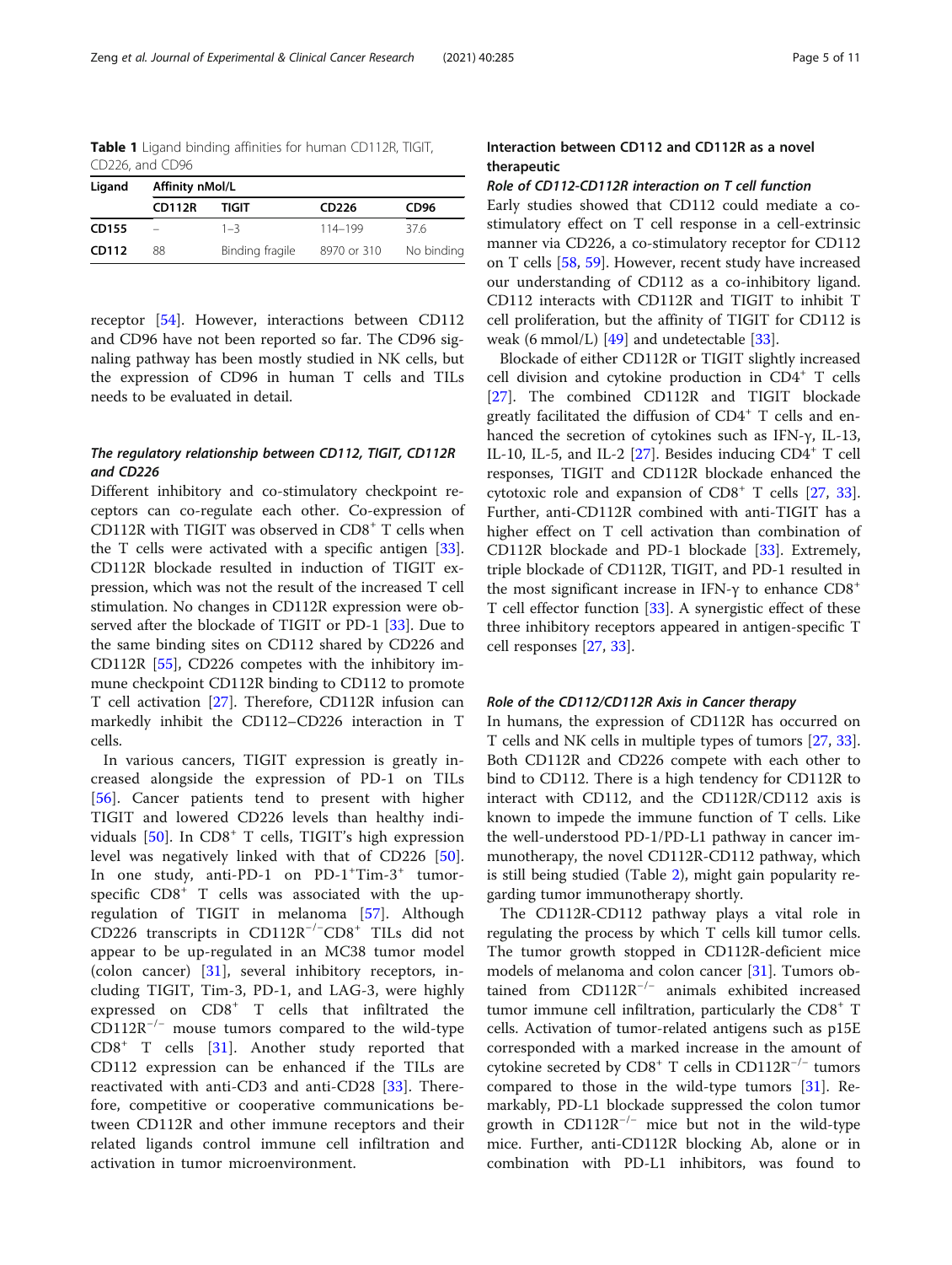**Table 1** Ligand binding affinities for human CD112R, TIGIT, CD226, and CD96

| Ligand | Affinity nMol/L | | | |
|---|---|---|---|---|
| | CD112R | TIGIT | CD226 | CD96 |
| CD155 | – | 1–3 | 114–199 | 37.6 |
| CD112 | 88 | Binding fragile | 8970 or 310 | No binding |

receptor [54]. However, interactions between CD112 and CD96 have not been reported so far. The CD96 signaling pathway has been mostly studied in NK cells, but the expression of CD96 in human T cells and TILs needs to be evaluated in detail.

### *The regulatory relationship between CD112, TIGIT, CD112R and CD226*

Different inhibitory and co-stimulatory checkpoint receptors can co-regulate each other. Co-expression of CD112R with TIGIT was observed in $CD8^+$ T cells when the T cells were activated with a specific antigen [33]. CD112R blockade resulted in induction of TIGIT expression, which was not the result of the increased T cell stimulation. No changes in CD112R expression were observed after the blockade of TIGIT or PD-1 [33]. Due to the same binding sites on CD112 shared by CD226 and CD112R [55], CD226 competes with the inhibitory immune checkpoint CD112R binding to CD112 to promote T cell activation [27]. Therefore, CD112R infusion can markedly inhibit the CD112–CD226 interaction in T cells.

In various cancers, TIGIT expression is greatly increased alongside the expression of PD-1 on TILs [56]. Cancer patients tend to present with higher TIGIT and lowered CD226 levels than healthy individuals [50]. In $CD8^+$ T cells, TIGIT's high expression level was negatively linked with that of CD226 [50]. In one study, anti-PD-1 on $PD\text{-}1^+Tim\text{-}3^+$ tumor-specific $CD8^+$ T cells was associated with the up-regulation of TIGIT in melanoma [57]. Although CD226 transcripts in $CD112R^{-/-}CD8^+$ TILs did not appear to be up-regulated in an MC38 tumor model (colon cancer) [31], several inhibitory receptors, including TIGIT, Tim-3, PD-1, and LAG-3, were highly expressed on $CD8^+$ T cells that infiltrated the $CD112R^{-/-}$ mouse tumors compared to the wild-type $CD8^+$ T cells [31]. Another study reported that CD112 expression can be enhanced if the TILs are reactivated with anti-CD3 and anti-CD28 [33]. Therefore, competitive or cooperative communications between CD112R and other immune receptors and their related ligands control immune cell infiltration and activation in tumor microenvironment.

## Interaction between CD112 and CD112R as a novel therapeutic

### *Role of CD112-CD112R interaction on T cell function*

Early studies showed that CD112 could mediate a co-stimulatory effect on T cell response in a cell-extrinsic manner via CD226, a co-stimulatory receptor for CD112 on T cells [58, 59]. However, recent study have increased our understanding of CD112 as a co-inhibitory ligand. CD112 interacts with CD112R and TIGIT to inhibit T cell proliferation, but the affinity of TIGIT for CD112 is weak (6 mmol/L) [49] and undetectable [33].

Blockade of either CD112R or TIGIT slightly increased cell division and cytokine production in $CD4^+$ T cells [27]. The combined CD112R and TIGIT blockade greatly facilitated the diffusion of $CD4^+$ T cells and enhanced the secretion of cytokines such as IFN-γ, IL-13, IL-10, IL-5, and IL-2 [27]. Besides inducing $CD4^+$ T cell responses, TIGIT and CD112R blockade enhanced the cytotoxic role and expansion of $CD8^+$ T cells [27, 33]. Further, anti-CD112R combined with anti-TIGIT has a higher effect on T cell activation than combination of CD112R blockade and PD-1 blockade [33]. Extremely, triple blockade of CD112R, TIGIT, and PD-1 resulted in the most significant increase in IFN-γ to enhance $CD8^+$ T cell effector function [33]. A synergistic effect of these three inhibitory receptors appeared in antigen-specific T cell responses [27, 33].

### *Role of the CD112/CD112R Axis in Cancer therapy*

In humans, the expression of CD112R has occurred on T cells and NK cells in multiple types of tumors [27, 33]. Both CD112R and CD226 compete with each other to bind to CD112. There is a high tendency for CD112R to interact with CD112, and the CD112R/CD112 axis is known to impede the immune function of T cells. Like the well-understood PD-1/PD-L1 pathway in cancer immunotherapy, the novel CD112R-CD112 pathway, which is still being studied (Table 2), might gain popularity regarding tumor immunotherapy shortly.

The CD112R-CD112 pathway plays a vital role in regulating the process by which T cells kill tumor cells. The tumor growth stopped in CD112R-deficient mice models of melanoma and colon cancer [31]. Tumors obtained from $CD112R^{-/-}$ animals exhibited increased tumor immune cell infiltration, particularly the $CD8^+$ T cells. Activation of tumor-related antigens such as p15E corresponded with a marked increase in the amount of cytokine secreted by $CD8^+$ T cells in $CD112R^{-/-}$ tumors compared to those in the wild-type tumors [31]. Remarkably, PD-L1 blockade suppressed the colon tumor growth in $CD112R^{-/-}$ mice but not in the wild-type mice. Further, anti-CD112R blocking Ab, alone or in combination with PD-L1 inhibitors, was found to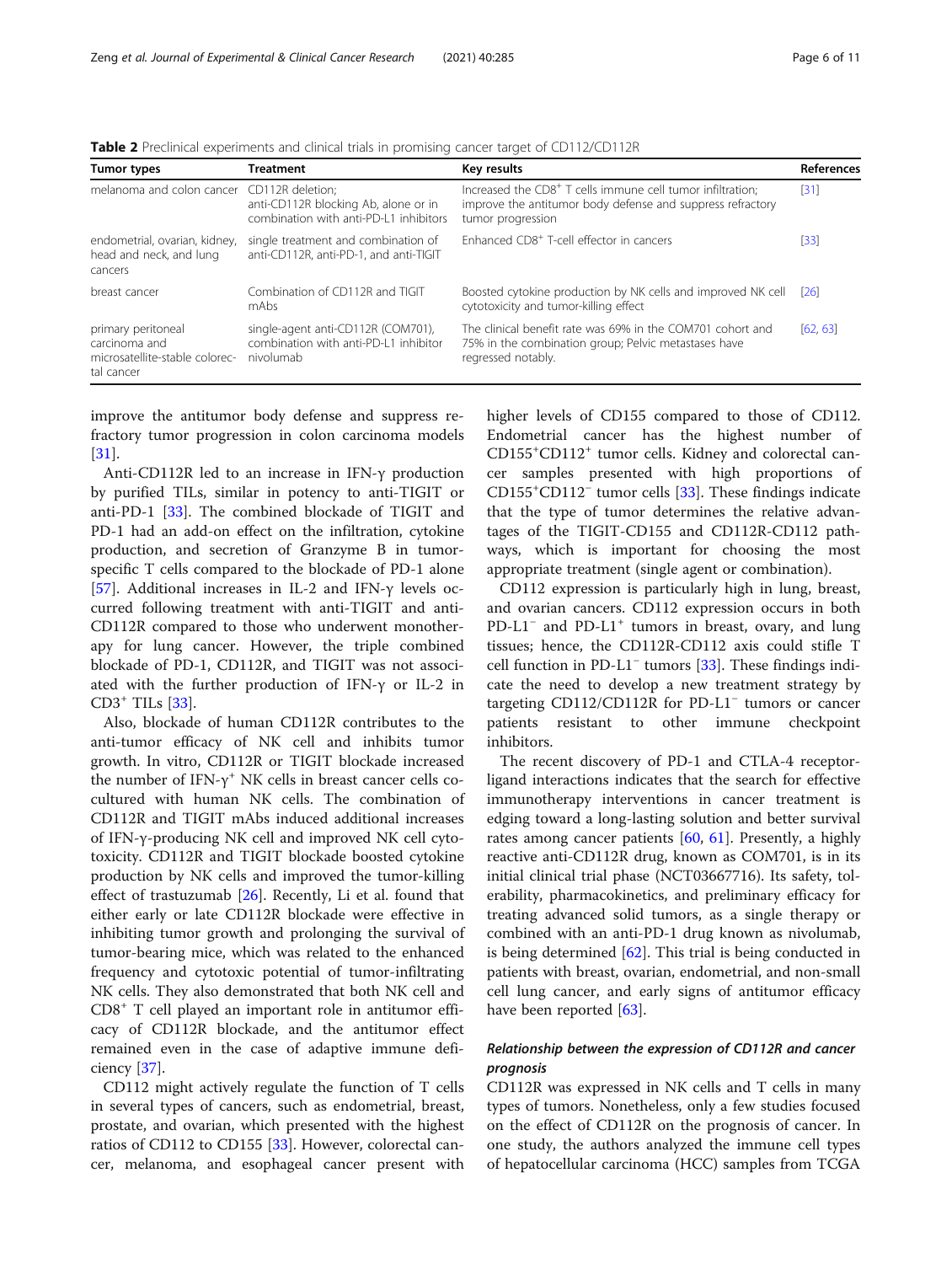**Table 2** Preclinical experiments and clinical trials in promising cancer target of CD112/CD112R

| Tumor types | Treatment | Key results | References |
|---|---|---|---|
| melanoma and colon cancer | CD112R deletion; anti-CD112R blocking Ab, alone or in combination with anti-PD-L1 inhibitors | Increased the $CD8^+$ T cells immune cell tumor infiltration; improve the antitumor body defense and suppress refractory tumor progression | [31] |
| endometrial, ovarian, kidney, head and neck, and lung cancers | single treatment and combination of anti-CD112R, anti-PD-1, and anti-TIGIT | Enhanced $CD8^+$ T-cell effector in cancers | [33] |
| breast cancer | Combination of CD112R and TIGIT mAbs | Boosted cytokine production by NK cells and improved NK cell cytotoxicity and tumor-killing effect | [26] |
| primary peritoneal carcinoma and microsatellite-stable colorectal cancer | single-agent anti-CD112R (COM701), combination with anti-PD-L1 inhibitor nivolumab | The clinical benefit rate was 69% in the COM701 cohort and 75% in the combination group; Pelvic metastases have regressed notably. | [62, 63] |

improve the antitumor body defense and suppress refractory tumor progression in colon carcinoma models [31].

Anti-CD112R led to an increase in IFN-γ production by purified TILs, similar in potency to anti-TIGIT or anti-PD-1 [33]. The combined blockade of TIGIT and PD-1 had an add-on effect on the infiltration, cytokine production, and secretion of Granzyme B in tumor-specific T cells compared to the blockade of PD-1 alone [57]. Additional increases in IL-2 and IFN-γ levels occurred following treatment with anti-TIGIT and anti-CD112R compared to those who underwent monotherapy for lung cancer. However, the triple combined blockade of PD-1, CD112R, and TIGIT was not associated with the further production of IFN-γ or IL-2 in $CD3^+$ TILs [33].

Also, blockade of human CD112R contributes to the anti-tumor efficacy of NK cell and inhibits tumor growth. In vitro, CD112R or TIGIT blockade increased the number of IFN-$\gamma^+$ NK cells in breast cancer cells co-cultured with human NK cells. The combination of CD112R and TIGIT mAbs induced additional increases of IFN-γ-producing NK cell and improved NK cell cytotoxicity. CD112R and TIGIT blockade boosted cytokine production by NK cells and improved the tumor-killing effect of trastuzumab [26]. Recently, Li et al. found that either early or late CD112R blockade were effective in inhibiting tumor growth and prolonging the survival of tumor-bearing mice, which was related to the enhanced frequency and cytotoxic potential of tumor-infiltrating NK cells. They also demonstrated that both NK cell and $CD8^+$ T cell played an important role in antitumor efficacy of CD112R blockade, and the antitumor effect remained even in the case of adaptive immune deficiency [37].

CD112 might actively regulate the function of T cells in several types of cancers, such as endometrial, breast, prostate, and ovarian, which presented with the highest ratios of CD112 to CD155 [33]. However, colorectal cancer, melanoma, and esophageal cancer present with higher levels of CD155 compared to those of CD112. Endometrial cancer has the highest number of $CD155^+CD112^+$ tumor cells. Kidney and colorectal cancer samples presented with high proportions of $CD155^+CD112^-$ tumor cells [33]. These findings indicate that the type of tumor determines the relative advantages of the TIGIT-CD155 and CD112R-CD112 pathways, which is important for choosing the most appropriate treatment (single agent or combination).

CD112 expression is particularly high in lung, breast, and ovarian cancers. CD112 expression occurs in both $PD\text{-}L1^-$ and $PD\text{-}L1^+$ tumors in breast, ovary, and lung tissues; hence, the CD112R-CD112 axis could stifle T cell function in $PD\text{-}L1^-$ tumors [33]. These findings indicate the need to develop a new treatment strategy by targeting CD112/CD112R for $PD\text{-}L1^-$ tumors or cancer patients resistant to other immune checkpoint inhibitors.

The recent discovery of PD-1 and CTLA-4 receptor-ligand interactions indicates that the search for effective immunotherapy interventions in cancer treatment is edging toward a long-lasting solution and better survival rates among cancer patients [60, 61]. Presently, a highly reactive anti-CD112R drug, known as COM701, is in its initial clinical trial phase (NCT03667716). Its safety, tolerability, pharmacokinetics, and preliminary efficacy for treating advanced solid tumors, as a single therapy or combined with an anti-PD-1 drug known as nivolumab, is being determined [62]. This trial is being conducted in patients with breast, ovarian, endometrial, and non-small cell lung cancer, and early signs of antitumor efficacy have been reported [63].

### *Relationship between the expression of CD112R and cancer prognosis*

CD112R was expressed in NK cells and T cells in many types of tumors. Nonetheless, only a few studies focused on the effect of CD112R on the prognosis of cancer. In one study, the authors analyzed the immune cell types of hepatocellular carcinoma (HCC) samples from TCGA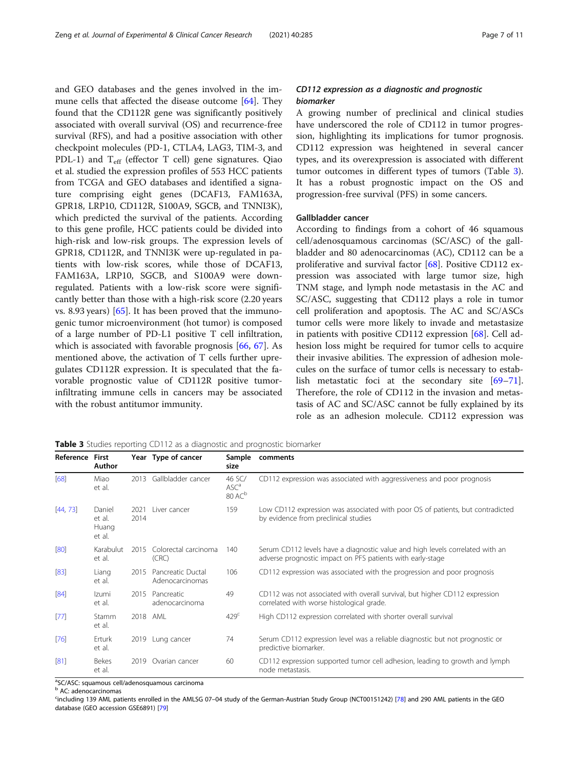and GEO databases and the genes involved in the immune cells that affected the disease outcome [64]. They found that the CD112R gene was significantly positively associated with overall survival (OS) and recurrence-free survival (RFS), and had a positive association with other checkpoint molecules (PD-1, CTLA4, LAG3, TIM-3, and PDL-1) and $T_{eff}$ (effector T cell) gene signatures. Qiao et al. studied the expression profiles of 553 HCC patients from TCGA and GEO databases and identified a signature comprising eight genes (DCAF13, FAM163A, GPR18, LRP10, CD112R, S100A9, SGCB, and TNNI3K), which predicted the survival of the patients. According to this gene profile, HCC patients could be divided into high-risk and low-risk groups. The expression levels of GPR18, CD112R, and TNNI3K were up-regulated in patients with low-risk scores, while those of DCAF13, FAM163A, LRP10, SGCB, and S100A9 were down-regulated. Patients with a low-risk score were significantly better than those with a high-risk score (2.20 years vs. 8.93 years) [65]. It has been proved that the immunogenic tumor microenvironment (hot tumor) is composed of a large number of PD-L1 positive T cell infiltration, which is associated with favorable prognosis [66, 67]. As mentioned above, the activation of T cells further upregulates CD112R expression. It is speculated that the favorable prognostic value of CD112R positive tumor-infiltrating immune cells in cancers may be associated with the robust antitumor immunity.

### *CD112 expression as a diagnostic and prognostic biomarker*

A growing number of preclinical and clinical studies have underscored the role of CD112 in tumor progression, highlighting its implications for tumor prognosis. CD112 expression was heightened in several cancer types, and its overexpression is associated with different tumor outcomes in different types of tumors (Table 3). It has a robust prognostic impact on the OS and progression-free survival (PFS) in some cancers.

#### Gallbladder cancer

According to findings from a cohort of 46 squamous cell/adenosquamous carcinomas (SC/ASC) of the gallbladder and 80 adenocarcinomas (AC), CD112 can be a proliferative and survival factor [68]. Positive CD112 expression was associated with large tumor size, high TNM stage, and lymph node metastasis in the AC and SC/ASC, suggesting that CD112 plays a role in tumor cell proliferation and apoptosis. The AC and SC/ASCs tumor cells were more likely to invade and metastasize in patients with positive CD112 expression [68]. Cell adhesion loss might be required for tumor cells to acquire their invasive abilities. The expression of adhesion molecules on the surface of tumor cells is necessary to establish metastatic foci at the secondary site [69–71]. Therefore, the role of CD112 in the invasion and metastasis of AC and SC/ASC cannot be fully explained by its role as an adhesion molecule. CD112 expression was

**Table 3** Studies reporting CD112 as a diagnostic and prognostic biomarker

| Reference | First Author | Year | Type of cancer | Sample size | comments |
|---|---|---|---|---|---|
| [68] | Miao et al. | 2013 | Gallbladder cancer | 46 SC/ASC[a] 80 AC[b] | CD112 expression was associated with aggressiveness and poor prognosis |
| [44, 73] | Daniel et al. Huang et al. | 2021 2014 | Liver cancer | 159 | Low CD112 expression was associated with poor OS of patients, but contradicted by evidence from preclinical studies |
| [80] | Karabulut et al. | 2015 | Colorectal carcinoma (CRC) | 140 | Serum CD112 levels have a diagnostic value and high levels correlated with an adverse prognostic impact on PFS patients with early-stage |
| [83] | Liang et al. | 2015 | Pancreatic Ductal Adenocarcinomas | 106 | CD112 expression was associated with the progression and poor prognosis |
| [84] | Izumi et al. | 2015 | Pancreatic adenocarcinoma | 49 | CD112 was not associated with overall survival, but higher CD112 expression correlated with worse histological grade. |
| [77] | Stamm et al. | 2018 | AML | 429[c] | High CD112 expression correlated with shorter overall survival |
| [76] | Erturk et al. | 2019 | Lung cancer | 74 | Serum CD112 expression level was a reliable diagnostic but not prognostic or predictive biomarker. |
| [81] | Bekes et al. | 2019 | Ovarian cancer | 60 | CD112 expression supported tumor cell adhesion, leading to growth and lymph node metastasis. |

[a]SC/ASC: squamous cell/adenosquamous carcinoma

[b] AC: adenocarcinomas

[c]including 139 AML patients enrolled in the AMLSG 07–04 study of the German-Austrian Study Group (NCT00151242) [78] and 290 AML patients in the GEO database (GEO accession GSE6891) [79]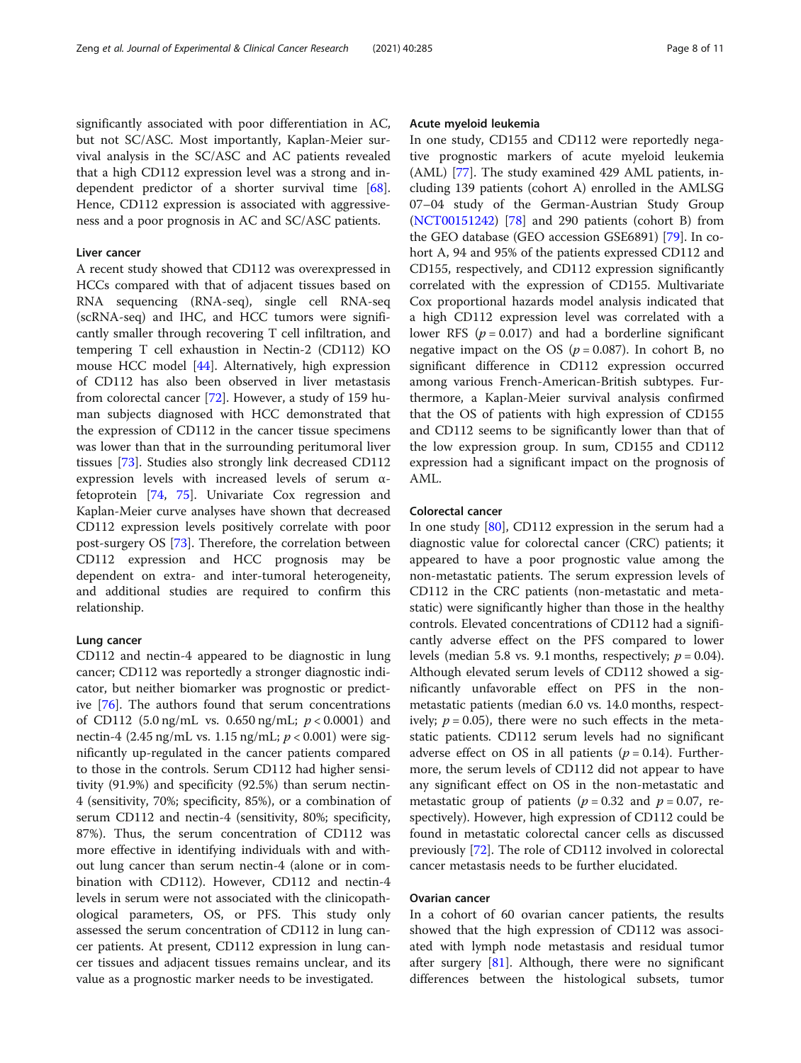significantly associated with poor differentiation in AC, but not SC/ASC. Most importantly, Kaplan-Meier survival analysis in the SC/ASC and AC patients revealed that a high CD112 expression level was a strong and independent predictor of a shorter survival time [68]. Hence, CD112 expression is associated with aggressiveness and a poor prognosis in AC and SC/ASC patients.

### Liver cancer

A recent study showed that CD112 was overexpressed in HCCs compared with that of adjacent tissues based on RNA sequencing (RNA-seq), single cell RNA-seq (scRNA-seq) and IHC, and HCC tumors were significantly smaller through recovering T cell infiltration, and tempering T cell exhaustion in Nectin-2 (CD112) KO mouse HCC model [44]. Alternatively, high expression of CD112 has also been observed in liver metastasis from colorectal cancer [72]. However, a study of 159 human subjects diagnosed with HCC demonstrated that the expression of CD112 in the cancer tissue specimens was lower than that in the surrounding peritumoral liver tissues [73]. Studies also strongly link decreased CD112 expression levels with increased levels of serum α-fetoprotein [74, 75]. Univariate Cox regression and Kaplan-Meier curve analyses have shown that decreased CD112 expression levels positively correlate with poor post-surgery OS [73]. Therefore, the correlation between CD112 expression and HCC prognosis may be dependent on extra- and inter-tumoral heterogeneity, and additional studies are required to confirm this relationship.

### Lung cancer

CD112 and nectin-4 appeared to be diagnostic in lung cancer; CD112 was reportedly a stronger diagnostic indicator, but neither biomarker was prognostic or predictive [76]. The authors found that serum concentrations of CD112 (5.0 ng/mL vs. 0.650 ng/mL; $p < 0.0001$) and nectin-4 (2.45 ng/mL vs. 1.15 ng/mL; $p < 0.001$) were significantly up-regulated in the cancer patients compared to those in the controls. Serum CD112 had higher sensitivity (91.9%) and specificity (92.5%) than serum nectin-4 (sensitivity, 70%; specificity, 85%), or a combination of serum CD112 and nectin-4 (sensitivity, 80%; specificity, 87%). Thus, the serum concentration of CD112 was more effective in identifying individuals with and without lung cancer than serum nectin-4 (alone or in combination with CD112). However, CD112 and nectin-4 levels in serum were not associated with the clinicopathological parameters, OS, or PFS. This study only assessed the serum concentration of CD112 in lung cancer patients. At present, CD112 expression in lung cancer tissues and adjacent tissues remains unclear, and its value as a prognostic marker needs to be investigated.

### Acute myeloid leukemia

In one study, CD155 and CD112 were reportedly negative prognostic markers of acute myeloid leukemia (AML) [77]. The study examined 429 AML patients, including 139 patients (cohort A) enrolled in the AMLSG 07–04 study of the German-Austrian Study Group (NCT00151242) [78] and 290 patients (cohort B) from the GEO database (GEO accession GSE6891) [79]. In cohort A, 94 and 95% of the patients expressed CD112 and CD155, respectively, and CD112 expression significantly correlated with the expression of CD155. Multivariate Cox proportional hazards model analysis indicated that a high CD112 expression level was correlated with a lower RFS ($p = 0.017$) and had a borderline significant negative impact on the OS ($p = 0.087$). In cohort B, no significant difference in CD112 expression occurred among various French-American-British subtypes. Furthermore, a Kaplan-Meier survival analysis confirmed that the OS of patients with high expression of CD155 and CD112 seems to be significantly lower than that of the low expression group. In sum, CD155 and CD112 expression had a significant impact on the prognosis of AML.

### Colorectal cancer

In one study [80], CD112 expression in the serum had a diagnostic value for colorectal cancer (CRC) patients; it appeared to have a poor prognostic value among the non-metastatic patients. The serum expression levels of CD112 in the CRC patients (non-metastatic and metastatic) were significantly higher than those in the healthy controls. Elevated concentrations of CD112 had a significantly adverse effect on the PFS compared to lower levels (median 5.8 vs. 9.1 months, respectively; $p = 0.04$). Although elevated serum levels of CD112 showed a significantly unfavorable effect on PFS in the non-metastatic patients (median 6.0 vs. 14.0 months, respectively; $p = 0.05$), there were no such effects in the metastatic patients. CD112 serum levels had no significant adverse effect on OS in all patients ($p = 0.14$). Furthermore, the serum levels of CD112 did not appear to have any significant effect on OS in the non-metastatic and metastatic group of patients ($p = 0.32$ and $p = 0.07$, respectively). However, high expression of CD112 could be found in metastatic colorectal cancer cells as discussed previously [72]. The role of CD112 involved in colorectal cancer metastasis needs to be further elucidated.

### Ovarian cancer

In a cohort of 60 ovarian cancer patients, the results showed that the high expression of CD112 was associated with lymph node metastasis and residual tumor after surgery [81]. Although, there were no significant differences between the histological subsets, tumor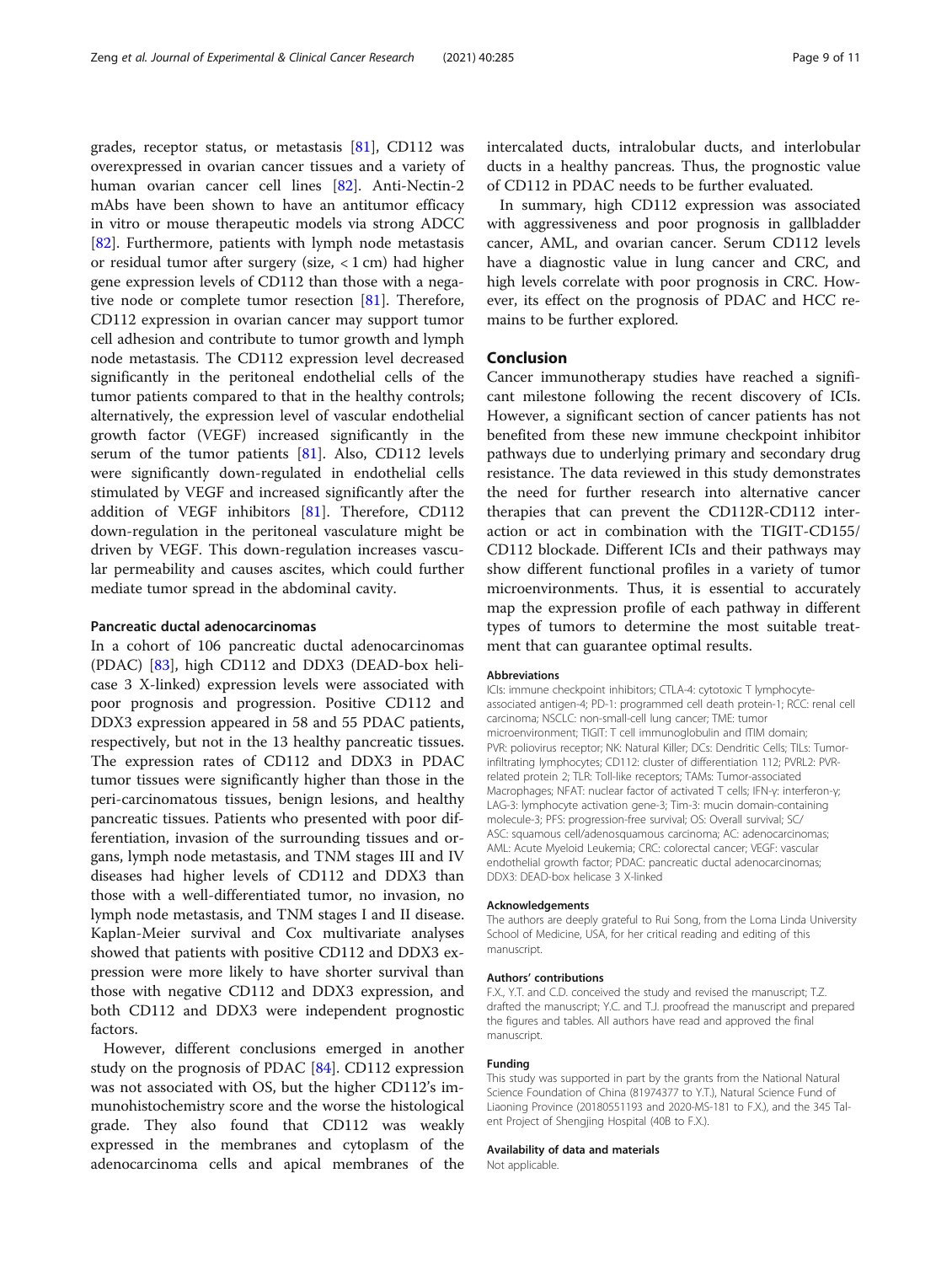grades, receptor status, or metastasis [81], CD112 was overexpressed in ovarian cancer tissues and a variety of human ovarian cancer cell lines [82]. Anti-Nectin-2 mAbs have been shown to have an antitumor efficacy in vitro or mouse therapeutic models via strong ADCC [82]. Furthermore, patients with lymph node metastasis or residual tumor after surgery (size, < 1 cm) had higher gene expression levels of CD112 than those with a negative node or complete tumor resection [81]. Therefore, CD112 expression in ovarian cancer may support tumor cell adhesion and contribute to tumor growth and lymph node metastasis. The CD112 expression level decreased significantly in the peritoneal endothelial cells of the tumor patients compared to that in the healthy controls; alternatively, the expression level of vascular endothelial growth factor (VEGF) increased significantly in the serum of the tumor patients [81]. Also, CD112 levels were significantly down-regulated in endothelial cells stimulated by VEGF and increased significantly after the addition of VEGF inhibitors [81]. Therefore, CD112 down-regulation in the peritoneal vasculature might be driven by VEGF. This down-regulation increases vascular permeability and causes ascites, which could further mediate tumor spread in the abdominal cavity.

### Pancreatic ductal adenocarcinomas

In a cohort of 106 pancreatic ductal adenocarcinomas (PDAC) [83], high CD112 and DDX3 (DEAD-box helicase 3 X-linked) expression levels were associated with poor prognosis and progression. Positive CD112 and DDX3 expression appeared in 58 and 55 PDAC patients, respectively, but not in the 13 healthy pancreatic tissues. The expression rates of CD112 and DDX3 in PDAC tumor tissues were significantly higher than those in the peri-carcinomatous tissues, benign lesions, and healthy pancreatic tissues. Patients who presented with poor differentiation, invasion of the surrounding tissues and organs, lymph node metastasis, and TNM stages III and IV diseases had higher levels of CD112 and DDX3 than those with a well-differentiated tumor, no invasion, no lymph node metastasis, and TNM stages I and II disease. Kaplan-Meier survival and Cox multivariate analyses showed that patients with positive CD112 and DDX3 expression were more likely to have shorter survival than those with negative CD112 and DDX3 expression, and both CD112 and DDX3 were independent prognostic factors.

However, different conclusions emerged in another study on the prognosis of PDAC [84]. CD112 expression was not associated with OS, but the higher CD112's immunohistochemistry score and the worse the histological grade. They also found that CD112 was weakly expressed in the membranes and cytoplasm of the adenocarcinoma cells and apical membranes of the intercalated ducts, intralobular ducts, and interlobular ducts in a healthy pancreas. Thus, the prognostic value of CD112 in PDAC needs to be further evaluated.

In summary, high CD112 expression was associated with aggressiveness and poor prognosis in gallbladder cancer, AML, and ovarian cancer. Serum CD112 levels have a diagnostic value in lung cancer and CRC, and high levels correlate with poor prognosis in CRC. However, its effect on the prognosis of PDAC and HCC remains to be further explored.

## Conclusion

Cancer immunotherapy studies have reached a significant milestone following the recent discovery of ICIs. However, a significant section of cancer patients has not benefited from these new immune checkpoint inhibitor pathways due to underlying primary and secondary drug resistance. The data reviewed in this study demonstrates the need for further research into alternative cancer therapies that can prevent the CD112R-CD112 interaction or act in combination with the TIGIT-CD155/CD112 blockade. Different ICIs and their pathways may show different functional profiles in a variety of tumor microenvironments. Thus, it is essential to accurately map the expression profile of each pathway in different types of tumors to determine the most suitable treatment that can guarantee optimal results.

#### Abbreviations

ICIs: immune checkpoint inhibitors; CTLA-4: cytotoxic T lymphocyte-associated antigen-4; PD-1: programmed cell death protein-1; RCC: renal cell carcinoma; NSCLC: non-small-cell lung cancer; TME: tumor microenvironment; TIGIT: T cell immunoglobulin and ITIM domain; PVR: poliovirus receptor; NK: Natural Killer; DCs: Dendritic Cells; TILs: Tumor-infiltrating lymphocytes; CD112: cluster of differentiation 112; PVRL2: PVR-related protein 2; TLR: Toll-like receptors; TAMs: Tumor-associated Macrophages; NFAT: nuclear factor of activated T cells; IFN-γ: interferon-γ; LAG-3: lymphocyte activation gene-3; Tim-3: mucin domain-containing molecule-3; PFS: progression-free survival; OS: Overall survival; SC/ASC: squamous cell/adenosquamous carcinoma; AC: adenocarcinomas; AML: Acute Myeloid Leukemia; CRC: colorectal cancer; VEGF: vascular endothelial growth factor; PDAC: pancreatic ductal adenocarcinomas; DDX3: DEAD-box helicase 3 X-linked

#### Acknowledgements

The authors are deeply grateful to Rui Song, from the Loma Linda University School of Medicine, USA, for her critical reading and editing of this manuscript.

#### Authors' contributions

F.X., Y.T. and C.D. conceived the study and revised the manuscript; T.Z. drafted the manuscript; Y.C. and T.J. proofread the manuscript and prepared the figures and tables. All authors have read and approved the final manuscript.

#### Funding

This study was supported in part by the grants from the National Natural Science Foundation of China (81974377 to Y.T.), Natural Science Fund of Liaoning Province (20180551193 and 2020-MS-181 to F.X.), and the 345 Talent Project of Shengjing Hospital (40B to F.X.).

#### Availability of data and materials

Not applicable.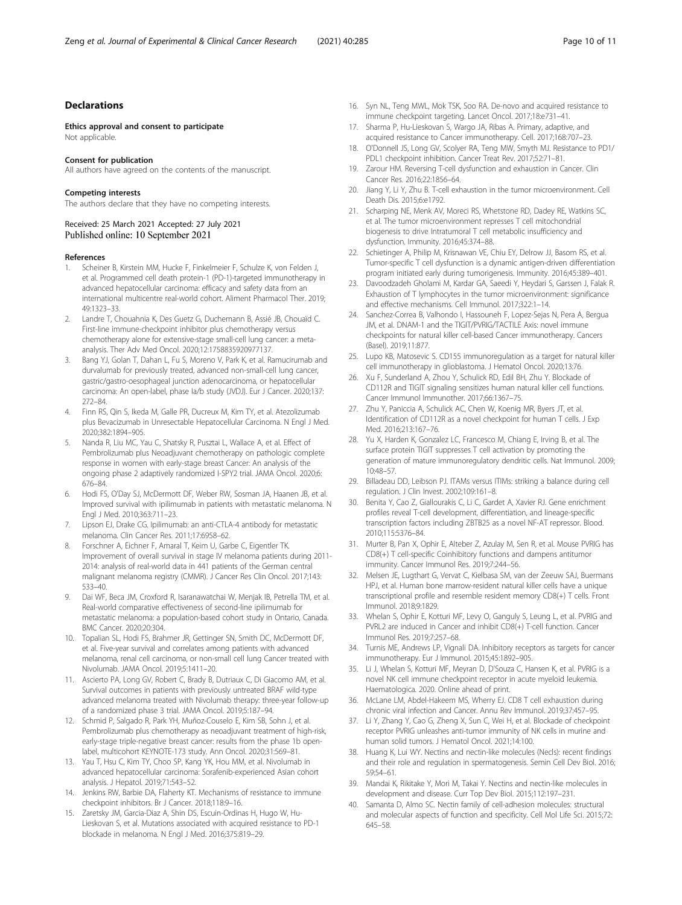## Declarations

### Ethics approval and consent to participate

Not applicable.

### Consent for publication

All authors have agreed on the contents of the manuscript.

### Competing interests

The authors declare that they have no competing interests.

Received: 25 March 2021 Accepted: 27 July 2021
Published online: 10 September 2021

### References

1. Scheiner B, Kirstein MM, Hucke F, Finkelmeier F, Schulze K, von Felden J, et al. Programmed cell death protein-1 (PD-1)-targeted immunotherapy in advanced hepatocellular carcinoma: efficacy and safety data from an international multicentre real-world cohort. Aliment Pharmacol Ther. 2019; 49:1323–33.
2. Landre T, Chouahnia K, Des Guetz G, Duchemann B, Assié JB, Chouaïd C. First-line immune-checkpoint inhibitor plus chemotherapy versus chemotherapy alone for extensive-stage small-cell lung cancer: a meta-analysis. Ther Adv Med Oncol. 2020;12:1758835920977137.
3. Bang YJ, Golan T, Dahan L, Fu S, Moreno V, Park K, et al. Ramucirumab and durvalumab for previously treated, advanced non-small-cell lung cancer, gastric/gastro-oesophageal junction adenocarcinoma, or hepatocellular carcinoma: An open-label, phase Ia/b study (JVDJ). Eur J Cancer. 2020;137: 272–84.
4. Finn RS, Qin S, Ikeda M, Galle PR, Ducreux M, Kim TY, et al. Atezolizumab plus Bevacizumab in Unresectable Hepatocellular Carcinoma. N Engl J Med. 2020;382:1894–905.
5. Nanda R, Liu MC, Yau C, Shatsky R, Pusztai L, Wallace A, et al. Effect of Pembrolizumab plus Neoadjuvant chemotherapy on pathologic complete response in women with early-stage breast Cancer: An analysis of the ongoing phase 2 adaptively randomized I-SPY2 trial. JAMA Oncol. 2020;6: 676–84.
6. Hodi FS, O'Day SJ, McDermott DF, Weber RW, Sosman JA, Haanen JB, et al. Improved survival with ipilimumab in patients with metastatic melanoma. N Engl J Med. 2010;363:711–23.
7. Lipson EJ, Drake CG. Ipilimumab: an anti-CTLA-4 antibody for metastatic melanoma. Clin Cancer Res. 2011;17:6958–62.
8. Forschner A, Eichner F, Amaral T, Keim U, Garbe C, Eigentler TK. Improvement of overall survival in stage IV melanoma patients during 2011-2014: analysis of real-world data in 441 patients of the German central malignant melanoma registry (CMMR). J Cancer Res Clin Oncol. 2017;143: 533–40.
9. Dai WF, Beca JM, Croxford R, Isaranawatchai W, Menjak IB, Petrella TM, et al. Real-world comparative effectiveness of second-line ipilimumab for metastatic melanoma: a population-based cohort study in Ontario, Canada. BMC Cancer. 2020;20:304.
10. Topalian SL, Hodi FS, Brahmer JR, Gettinger SN, Smith DC, McDermott DF, et al. Five-year survival and correlates among patients with advanced melanoma, renal cell carcinoma, or non-small cell lung Cancer treated with Nivolumab. JAMA Oncol. 2019;5:1411–20.
11. Ascierto PA, Long GV, Robert C, Brady B, Dutriaux C, Di Giacomo AM, et al. Survival outcomes in patients with previously untreated BRAF wild-type advanced melanoma treated with Nivolumab therapy: three-year follow-up of a randomized phase 3 trial. JAMA Oncol. 2019;5:187–94.
12. Schmid P, Salgado R, Park YH, Muñoz-Couselo E, Kim SB, Sohn J, et al. Pembrolizumab plus chemotherapy as neoadjuvant treatment of high-risk, early-stage triple-negative breast cancer: results from the phase 1b open-label, multicohort KEYNOTE-173 study. Ann Oncol. 2020;31:569–81.
13. Yau T, Hsu C, Kim TY, Choo SP, Kang YK, Hou MM, et al. Nivolumab in advanced hepatocellular carcinoma: Sorafenib-experienced Asian cohort analysis. J Hepatol. 2019;71:543–52.
14. Jenkins RW, Barbie DA, Flaherty KT. Mechanisms of resistance to immune checkpoint inhibitors. Br J Cancer. 2018;118:9–16.
15. Zaretsky JM, Garcia-Diaz A, Shin DS, Escuin-Ordinas H, Hugo W, Hu-Lieskovan S, et al. Mutations associated with acquired resistance to PD-1 blockade in melanoma. N Engl J Med. 2016;375:819–29.
16. Syn NL, Teng MWL, Mok TSK, Soo RA. De-novo and acquired resistance to immune checkpoint targeting. Lancet Oncol. 2017;18:e731–41.
17. Sharma P, Hu-Lieskovan S, Wargo JA, Ribas A. Primary, adaptive, and acquired resistance to Cancer immunotherapy. Cell. 2017;168:707–23.
18. O'Donnell JS, Long GV, Scolyer RA, Teng MW, Smyth MJ. Resistance to PD1/PDL1 checkpoint inhibition. Cancer Treat Rev. 2017;52:71–81.
19. Zarour HM. Reversing T-cell dysfunction and exhaustion in Cancer. Clin Cancer Res. 2016;22:1856–64.
20. Jiang Y, Li Y, Zhu B. T-cell exhaustion in the tumor microenvironment. Cell Death Dis. 2015;6:e1792.
21. Scharping NE, Menk AV, Moreci RS, Whetstone RD, Dadey RE, Watkins SC, et al. The tumor microenvironment represses T cell mitochondrial biogenesis to drive Intratumoral T cell metabolic insufficiency and dysfunction. Immunity. 2016;45:374–88.
22. Schietinger A, Philip M, Krisnawan VE, Chiu EY, Delrow JJ, Basom RS, et al. Tumor-specific T cell dysfunction is a dynamic antigen-driven differentiation program initiated early during tumorigenesis. Immunity. 2016;45:389–401.
23. Davoodzadeh Gholami M, Kardar GA, Saeedi Y, Heydari S, Garssen J, Falak R. Exhaustion of T lymphocytes in the tumor microenvironment: significance and effective mechanisms. Cell Immunol. 2017;322:1–14.
24. Sanchez-Correa B, Valhondo I, Hassouneh F, Lopez-Sejas N, Pera A, Bergua JM, et al. DNAM-1 and the TIGIT/PVRIG/TACTILE Axis: novel immune checkpoints for natural killer cell-based Cancer immunotherapy. Cancers (Basel). 2019;11:877.
25. Lupo KB, Matosevic S. CD155 immunoregulation as a target for natural killer cell immunotherapy in glioblastoma. J Hematol Oncol. 2020;13:76.
26. Xu F, Sunderland A, Zhou Y, Schulick RD, Edil BH, Zhu Y. Blockade of CD112R and TIGIT signaling sensitizes human natural killer cell functions. Cancer Immunol Immunother. 2017;66:1367–75.
27. Zhu Y, Paniccia A, Schulick AC, Chen W, Koenig MR, Byers JT, et al. Identification of CD112R as a novel checkpoint for human T cells. J Exp Med. 2016;213:167–76.
28. Yu X, Harden K, Gonzalez LC, Francesco M, Chiang E, Irving B, et al. The surface protein TIGIT suppresses T cell activation by promoting the generation of mature immunoregulatory dendritic cells. Nat Immunol. 2009; 10:48–57.
29. Billadeau DD, Leibson PJ. ITAMs versus ITIMs: striking a balance during cell regulation. J Clin Invest. 2002;109:161–8.
30. Benita Y, Cao Z, Giallourakis C, Li C, Gardet A, Xavier RJ. Gene enrichment profiles reveal T-cell development, differentiation, and lineage-specific transcription factors including ZBTB25 as a novel NF-AT repressor. Blood. 2010;115:5376–84.
31. Murter B, Pan X, Ophir E, Alteber Z, Azulay M, Sen R, et al. Mouse PVRIG has CD8(+) T cell-specific Coinhibitory functions and dampens antitumor immunity. Cancer Immunol Res. 2019;7:244–56.
32. Melsen JE, Lugthart G, Vervat C, Kielbasa SM, van der Zeeuw SAJ, Buermans HPJ, et al. Human bone marrow-resident natural killer cells have a unique transcriptional profile and resemble resident memory CD8(+) T cells. Front Immunol. 2018;9:1829.
33. Whelan S, Ophir E, Kotturi MF, Levy O, Ganguly S, Leung L, et al. PVRIG and PVRL2 are induced in Cancer and inhibit CD8(+) T-cell function. Cancer Immunol Res. 2019;7:257–68.
34. Turnis ME, Andrews LP, Vignali DA. Inhibitory receptors as targets for cancer immunotherapy. Eur J Immunol. 2015;45:1892–905.
35. Li J, Whelan S, Kotturi MF, Meyran D, D'Souza C, Hansen K, et al. PVRIG is a novel NK cell immune checkpoint receptor in acute myeloid leukemia. Haematologica. 2020. Online ahead of print.
36. McLane LM, Abdel-Hakeem MS, Wherry EJ. CD8 T cell exhaustion during chronic viral infection and Cancer. Annu Rev Immunol. 2019;37:457–95.
37. Li Y, Zhang Y, Cao G, Zheng X, Sun C, Wei H, et al. Blockade of checkpoint receptor PVRIG unleashes anti-tumor immunity of NK cells in murine and human solid tumors. J Hematol Oncol. 2021;14:100.
38. Huang K, Lui WY. Nectins and nectin-like molecules (Necls): recent findings and their role and regulation in spermatogenesis. Semin Cell Dev Biol. 2016; 59:54–61.
39. Mandai K, Rikitake Y, Mori M, Takai Y. Nectins and nectin-like molecules in development and disease. Curr Top Dev Biol. 2015;112:197–231.
40. Samanta D, Almo SC. Nectin family of cell-adhesion molecules: structural and molecular aspects of function and specificity. Cell Mol Life Sci. 2015;72: 645–58.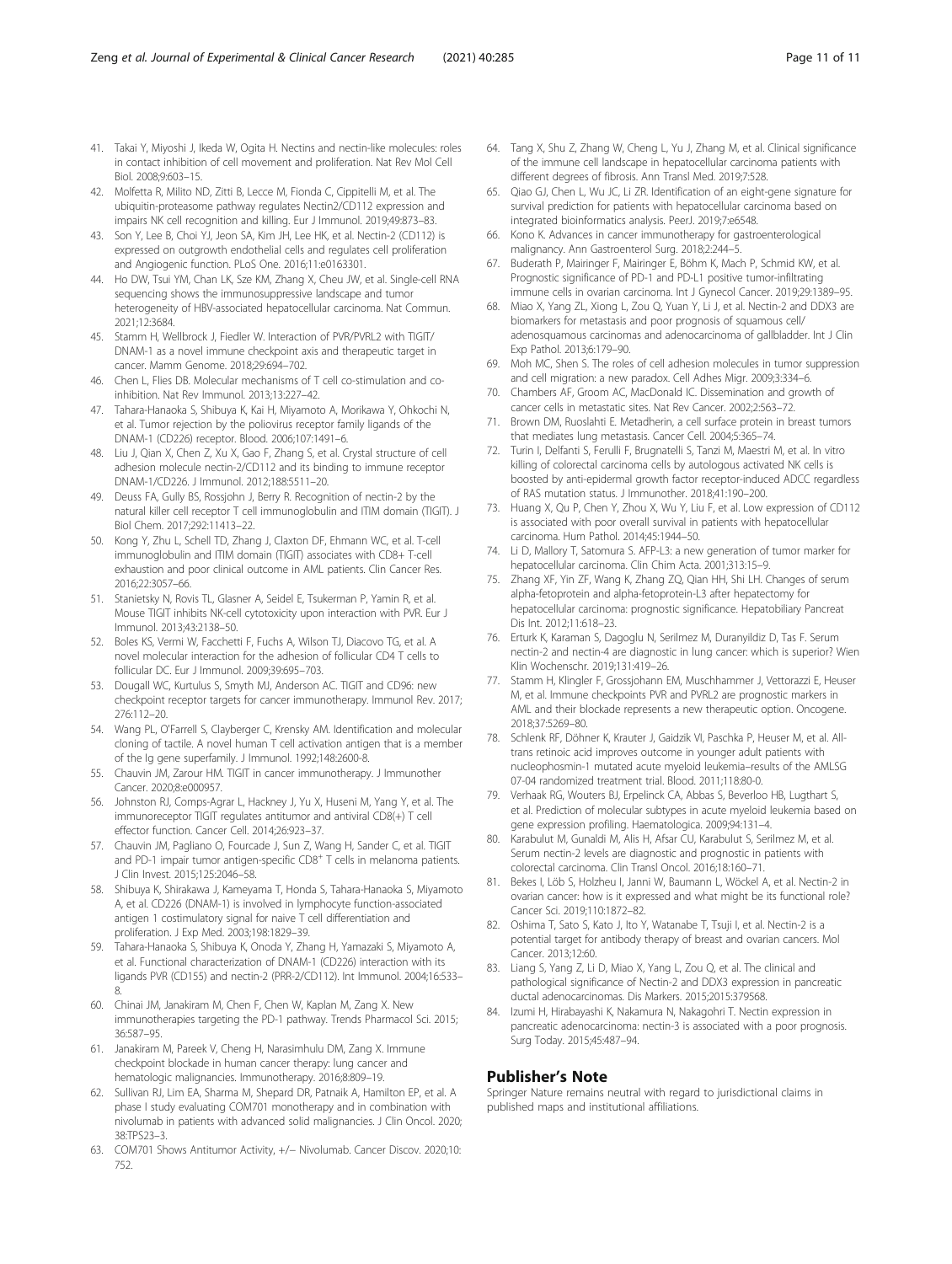41. Takai Y, Miyoshi J, Ikeda W, Ogita H. Nectins and nectin-like molecules: roles in contact inhibition of cell movement and proliferation. Nat Rev Mol Cell Biol. 2008;9:603–15.
42. Molfetta R, Milito ND, Zitti B, Lecce M, Fionda C, Cippitelli M, et al. The ubiquitin-proteasome pathway regulates Nectin2/CD112 expression and impairs NK cell recognition and killing. Eur J Immunol. 2019;49:873–83.
43. Son Y, Lee B, Choi YJ, Jeon SA, Kim JH, Lee HK, et al. Nectin-2 (CD112) is expressed on outgrowth endothelial cells and regulates cell proliferation and Angiogenic function. PLoS One. 2016;11:e0163301.
44. Ho DW, Tsui YM, Chan LK, Sze KM, Zhang X, Cheu JW, et al. Single-cell RNA sequencing shows the immunosuppressive landscape and tumor heterogeneity of HBV-associated hepatocellular carcinoma. Nat Commun. 2021;12:3684.
45. Stamm H, Wellbrock J, Fiedler W. Interaction of PVR/PVRL2 with TIGIT/DNAM-1 as a novel immune checkpoint axis and therapeutic target in cancer. Mamm Genome. 2018;29:694–702.
46. Chen L, Flies DB. Molecular mechanisms of T cell co-stimulation and co-inhibition. Nat Rev Immunol. 2013;13:227–42.
47. Tahara-Hanaoka S, Shibuya K, Kai H, Miyamoto A, Morikawa Y, Ohkochi N, et al. Tumor rejection by the poliovirus receptor family ligands of the DNAM-1 (CD226) receptor. Blood. 2006;107:1491–6.
48. Liu J, Qian X, Chen Z, Xu X, Gao F, Zhang S, et al. Crystal structure of cell adhesion molecule nectin-2/CD112 and its binding to immune receptor DNAM-1/CD226. J Immunol. 2012;188:5511–20.
49. Deuss FA, Gully BS, Rossjohn J, Berry R. Recognition of nectin-2 by the natural killer cell receptor T cell immunoglobulin and ITIM domain (TIGIT). J Biol Chem. 2017;292:11413–22.
50. Kong Y, Zhu L, Schell TD, Zhang J, Claxton DF, Ehmann WC, et al. T-cell immunoglobulin and ITIM domain (TIGIT) associates with CD8+ T-cell exhaustion and poor clinical outcome in AML patients. Clin Cancer Res. 2016;22:3057–66.
51. Stanietsky N, Rovis TL, Glasner A, Seidel E, Tsukerman P, Yamin R, et al. Mouse TIGIT inhibits NK-cell cytotoxicity upon interaction with PVR. Eur J Immunol. 2013;43:2138–50.
52. Boles KS, Vermi W, Facchetti F, Fuchs A, Wilson TJ, Diacovo TG, et al. A novel molecular interaction for the adhesion of follicular CD4 T cells to follicular DC. Eur J Immunol. 2009;39:695–703.
53. Dougall WC, Kurtulus S, Smyth MJ, Anderson AC. TIGIT and CD96: new checkpoint receptor targets for cancer immunotherapy. Immunol Rev. 2017;276:112–20.
54. Wang PL, O'Farrell S, Clayberger C, Krensky AM. Identification and molecular cloning of tactile. A novel human T cell activation antigen that is a member of the Ig gene superfamily. J Immunol. 1992;148:2600-8.
55. Chauvin JM, Zarour HM. TIGIT in cancer immunotherapy. J Immunother Cancer. 2020;8:e000957.
56. Johnston RJ, Comps-Agrar L, Hackney J, Yu X, Huseni M, Yang Y, et al. The immunoreceptor TIGIT regulates antitumor and antiviral CD8(+) T cell effector function. Cancer Cell. 2014;26:923–37.
57. Chauvin JM, Pagliano O, Fourcade J, Sun Z, Wang H, Sander C, et al. TIGIT and PD-1 impair tumor antigen-specific CD8$^{+}$ T cells in melanoma patients. J Clin Invest. 2015;125:2046–58.
58. Shibuya K, Shirakawa J, Kameyama T, Honda S, Tahara-Hanaoka S, Miyamoto A, et al. CD226 (DNAM-1) is involved in lymphocyte function-associated antigen 1 costimulatory signal for naive T cell differentiation and proliferation. J Exp Med. 2003;198:1829–39.
59. Tahara-Hanaoka S, Shibuya K, Onoda Y, Zhang H, Yamazaki S, Miyamoto A, et al. Functional characterization of DNAM-1 (CD226) interaction with its ligands PVR (CD155) and nectin-2 (PRR-2/CD112). Int Immunol. 2004;16:533–8.
60. Chinai JM, Janakiram M, Chen F, Chen W, Kaplan M, Zang X. New immunotherapies targeting the PD-1 pathway. Trends Pharmacol Sci. 2015;36:587–95.
61. Janakiram M, Pareek V, Cheng H, Narasimhulu DM, Zang X. Immune checkpoint blockade in human cancer therapy: lung cancer and hematologic malignancies. Immunotherapy. 2016;8:809–19.
62. Sullivan RJ, Lim EA, Sharma M, Shepard DR, Patnaik A, Hamilton EP, et al. A phase I study evaluating COM701 monotherapy and in combination with nivolumab in patients with advanced solid malignancies. J Clin Oncol. 2020;38:TPS23–3.
63. COM701 Shows Antitumor Activity, +/− Nivolumab. Cancer Discov. 2020;10:752.
64. Tang X, Shu Z, Zhang W, Cheng L, Yu J, Zhang M, et al. Clinical significance of the immune cell landscape in hepatocellular carcinoma patients with different degrees of fibrosis. Ann Transl Med. 2019;7:528.
65. Qiao GJ, Chen L, Wu JC, Li ZR. Identification of an eight-gene signature for survival prediction for patients with hepatocellular carcinoma based on integrated bioinformatics analysis. PeerJ. 2019;7:e6548.
66. Kono K. Advances in cancer immunotherapy for gastroenterological malignancy. Ann Gastroenterol Surg. 2018;2:244–5.
67. Buderath P, Mairinger F, Mairinger E, Böhm K, Mach P, Schmid KW, et al. Prognostic significance of PD-1 and PD-L1 positive tumor-infiltrating immune cells in ovarian carcinoma. Int J Gynecol Cancer. 2019;29:1389–95.
68. Miao X, Yang ZL, Xiong L, Zou Q, Yuan Y, Li J, et al. Nectin-2 and DDX3 are biomarkers for metastasis and poor prognosis of squamous cell/adenosquamous carcinomas and adenocarcinoma of gallbladder. Int J Clin Exp Pathol. 2013;6:179–90.
69. Moh MC, Shen S. The roles of cell adhesion molecules in tumor suppression and cell migration: a new paradox. Cell Adhes Migr. 2009;3:334–6.
70. Chambers AF, Groom AC, MacDonald IC. Dissemination and growth of cancer cells in metastatic sites. Nat Rev Cancer. 2002;2:563–72.
71. Brown DM, Ruoslahti E. Metadherin, a cell surface protein in breast tumors that mediates lung metastasis. Cancer Cell. 2004;5:365–74.
72. Turin I, Delfanti S, Ferulli F, Brugnatelli S, Tanzi M, Maestri M, et al. In vitro killing of colorectal carcinoma cells by autologous activated NK cells is boosted by anti-epidermal growth factor receptor-induced ADCC regardless of RAS mutation status. J Immunother. 2018;41:190–200.
73. Huang X, Qu P, Chen Y, Zhou X, Wu Y, Liu F, et al. Low expression of CD112 is associated with poor overall survival in patients with hepatocellular carcinoma. Hum Pathol. 2014;45:1944–50.
74. Li D, Mallory T, Satomura S. AFP-L3: a new generation of tumor marker for hepatocellular carcinoma. Clin Chim Acta. 2001;313:15–9.
75. Zhang XF, Yin ZF, Wang K, Zhang ZQ, Qian HH, Shi LH. Changes of serum alpha-fetoprotein and alpha-fetoprotein-L3 after hepatectomy for hepatocellular carcinoma: prognostic significance. Hepatobiliary Pancreat Dis Int. 2012;11:618–23.
76. Erturk K, Karaman S, Dagoglu N, Serilmez M, Duranyildiz D, Tas F. Serum nectin-2 and nectin-4 are diagnostic in lung cancer: which is superior? Wien Klin Wochenschr. 2019;131:419–26.
77. Stamm H, Klingler F, Grossjohann EM, Muschhammer J, Vettorazzi E, Heuser M, et al. Immune checkpoints PVR and PVRL2 are prognostic markers in AML and their blockade represents a new therapeutic option. Oncogene. 2018;37:5269–80.
78. Schlenk RF, Döhner K, Krauter J, Gaidzik VI, Paschka P, Heuser M, et al. All-trans retinoic acid improves outcome in younger adult patients with nucleophosmin-1 mutated acute myeloid leukemia–results of the AMLSG 07-04 randomized treatment trial. Blood. 2011;118:80-0.
79. Verhaak RG, Wouters BJ, Erpelinck CA, Abbas S, Beverloo HB, Lugthart S, et al. Prediction of molecular subtypes in acute myeloid leukemia based on gene expression profiling. Haematologica. 2009;94:131–4.
80. Karabulut M, Gunaldi M, Alis H, Afsar CU, Karabulut S, Serilmez M, et al. Serum nectin-2 levels are diagnostic and prognostic in patients with colorectal carcinoma. Clin Transl Oncol. 2016;18:160–71.
81. Bekes I, Löb S, Holzheu I, Janni W, Baumann L, Wöckel A, et al. Nectin-2 in ovarian cancer: how is it expressed and what might be its functional role? Cancer Sci. 2019;110:1872–82.
82. Oshima T, Sato S, Kato J, Ito Y, Watanabe T, Tsuji I, et al. Nectin-2 is a potential target for antibody therapy of breast and ovarian cancers. Mol Cancer. 2013;12:60.
83. Liang S, Yang Z, Li D, Miao X, Yang L, Zou Q, et al. The clinical and pathological significance of Nectin-2 and DDX3 expression in pancreatic ductal adenocarcinomas. Dis Markers. 2015;2015:379568.
84. Izumi H, Hirabayashi K, Nakamura N, Nakagohri T. Nectin expression in pancreatic adenocarcinoma: nectin-3 is associated with a poor prognosis. Surg Today. 2015;45:487–94.

## Publisher's Note

Springer Nature remains neutral with regard to jurisdictional claims in published maps and institutional affiliations.